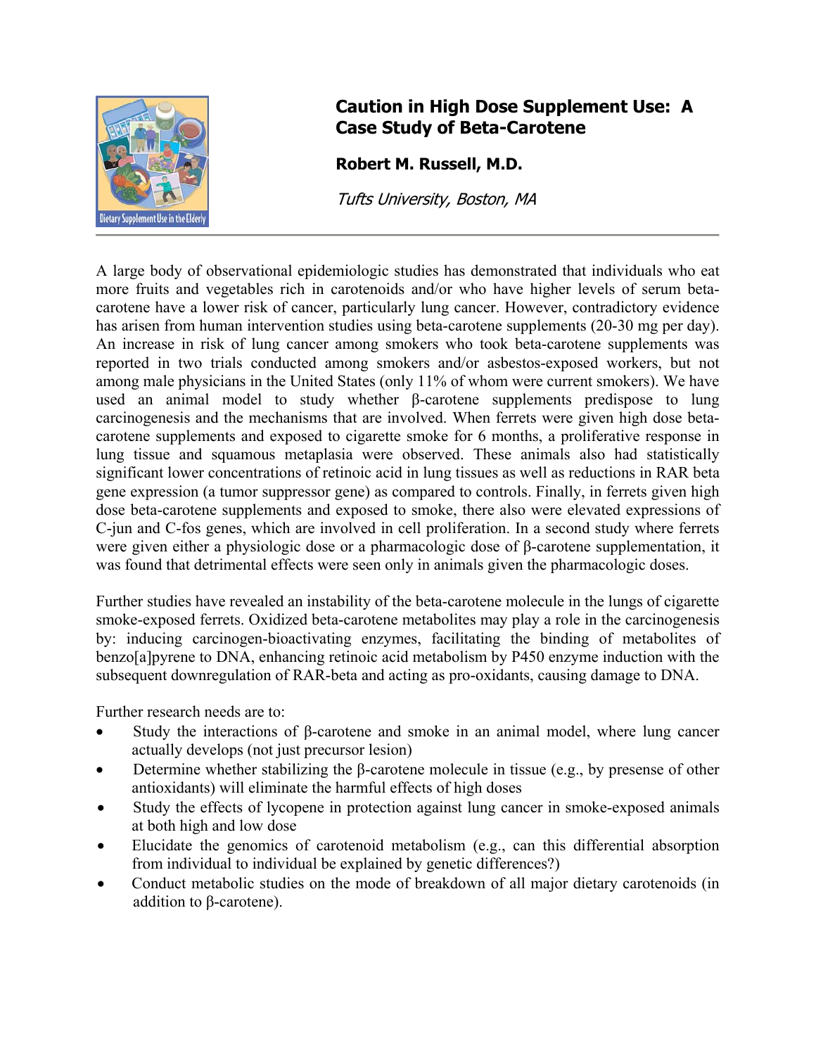# Caution in High Dose Supplement Use: A Case Study of Beta-Carotene

**Robert M. Russell, M.D.**

*Tufts University, Boston, MA*

A large body of observational epidemiologic studies has demonstrated that individuals who eat more fruits and vegetables rich in carotenoids and/or who have higher levels of serum beta-carotene have a lower risk of cancer, particularly lung cancer. However, contradictory evidence has arisen from human intervention studies using beta-carotene supplements (20-30 mg per day). An increase in risk of lung cancer among smokers who took beta-carotene supplements was reported in two trials conducted among smokers and/or asbestos-exposed workers, but not among male physicians in the United States (only 11% of whom were current smokers). We have used an animal model to study whether β-carotene supplements predispose to lung carcinogenesis and the mechanisms that are involved. When ferrets were given high dose beta-carotene supplements and exposed to cigarette smoke for 6 months, a proliferative response in lung tissue and squamous metaplasia were observed. These animals also had statistically significant lower concentrations of retinoic acid in lung tissues as well as reductions in RAR beta gene expression (a tumor suppressor gene) as compared to controls. Finally, in ferrets given high dose beta-carotene supplements and exposed to smoke, there also were elevated expressions of C-jun and C-fos genes, which are involved in cell proliferation. In a second study where ferrets were given either a physiologic dose or a pharmacologic dose of β-carotene supplementation, it was found that detrimental effects were seen only in animals given the pharmacologic doses.

Further studies have revealed an instability of the beta-carotene molecule in the lungs of cigarette smoke-exposed ferrets. Oxidized beta-carotene metabolites may play a role in the carcinogenesis by: inducing carcinogen-bioactivating enzymes, facilitating the binding of metabolites of benzo[a]pyrene to DNA, enhancing retinoic acid metabolism by P450 enzyme induction with the subsequent downregulation of RAR-beta and acting as pro-oxidants, causing damage to DNA.

Further research needs are to:

- Study the interactions of β-carotene and smoke in an animal model, where lung cancer actually develops (not just precursor lesion)
- Determine whether stabilizing the β-carotene molecule in tissue (e.g., by presense of other antioxidants) will eliminate the harmful effects of high doses
- Study the effects of lycopene in protection against lung cancer in smoke-exposed animals at both high and low dose
- Elucidate the genomics of carotenoid metabolism (e.g., can this differential absorption from individual to individual be explained by genetic differences?)
- Conduct metabolic studies on the mode of breakdown of all major dietary carotenoids (in addition to β-carotene).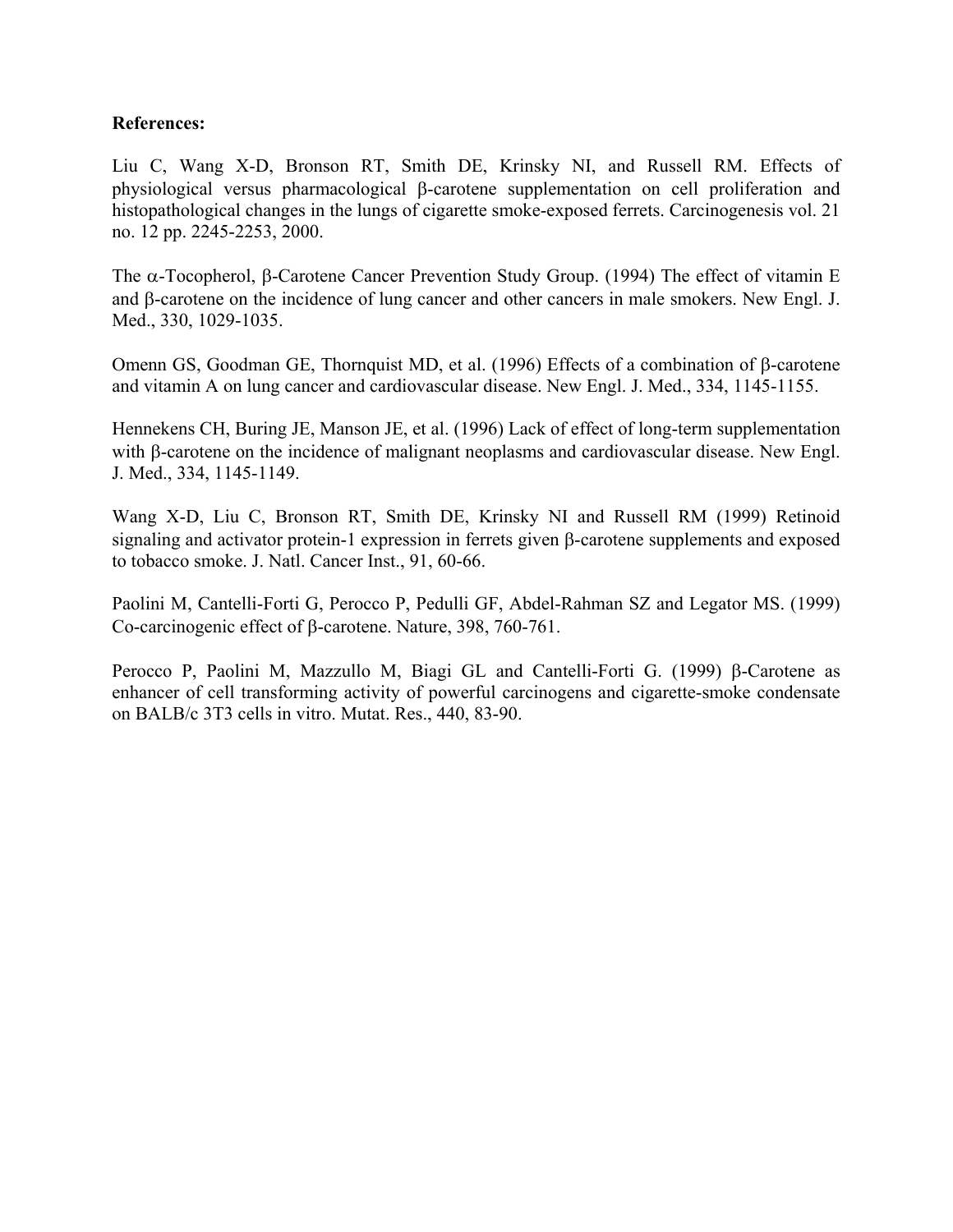**References:**

Liu C, Wang X-D, Bronson RT, Smith DE, Krinsky NI, and Russell RM. Effects of physiological versus pharmacological β-carotene supplementation on cell proliferation and histopathological changes in the lungs of cigarette smoke-exposed ferrets. Carcinogenesis vol. 21 no. 12 pp. 2245-2253, 2000.

The α-Tocopherol, β-Carotene Cancer Prevention Study Group. (1994) The effect of vitamin E and β-carotene on the incidence of lung cancer and other cancers in male smokers. New Engl. J. Med., 330, 1029-1035.

Omenn GS, Goodman GE, Thornquist MD, et al. (1996) Effects of a combination of β-carotene and vitamin A on lung cancer and cardiovascular disease. New Engl. J. Med., 334, 1145-1155.

Hennekens CH, Buring JE, Manson JE, et al. (1996) Lack of effect of long-term supplementation with β-carotene on the incidence of malignant neoplasms and cardiovascular disease. New Engl. J. Med., 334, 1145-1149.

Wang X-D, Liu C, Bronson RT, Smith DE, Krinsky NI and Russell RM (1999) Retinoid signaling and activator protein-1 expression in ferrets given β-carotene supplements and exposed to tobacco smoke. J. Natl. Cancer Inst., 91, 60-66.

Paolini M, Cantelli-Forti G, Perocco P, Pedulli GF, Abdel-Rahman SZ and Legator MS. (1999) Co-carcinogenic effect of β-carotene. Nature, 398, 760-761.

Perocco P, Paolini M, Mazzullo M, Biagi GL and Cantelli-Forti G. (1999) β-Carotene as enhancer of cell transforming activity of powerful carcinogens and cigarette-smoke condensate on BALB/c 3T3 cells in vitro. Mutat. Res., 440, 83-90.